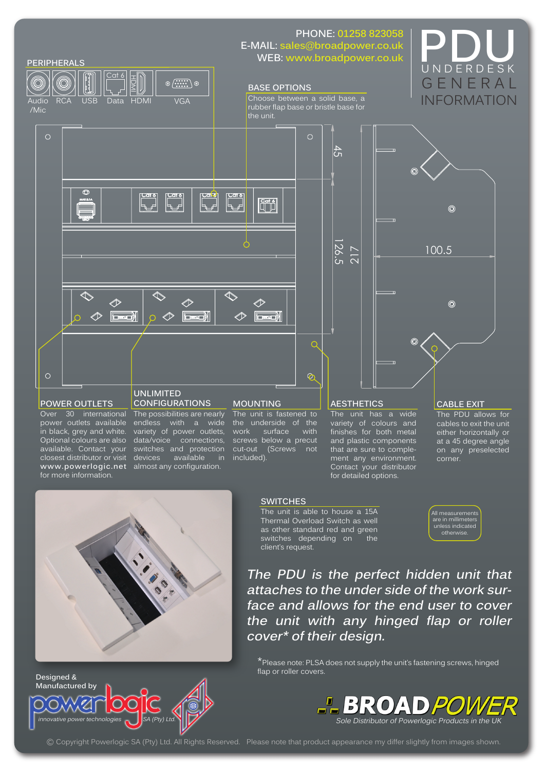PHONE: 01258 823058
E-MAIL: sales@broadpower.co.uk
WEB: www.broadpower.co.uk

# PDU

UNDERDESK
GENERAL
INFORMATION

## PERIPHERALS

Audio /Mic, RCA, USB, Data, HDMI, VGA

## BASE OPTIONS

Choose between a solid base, a rubber flap base or bristle base for the unit.

45
126.5
217
100.5

## POWER OUTLETS

Over 30 international power outlets available in black, grey and white. Optional colours are also available. Contact your closest distributor or visit **www.powerlogic.net** for more information.

## UNLIMITED CONFIGURATIONS

The possibilities are nearly endless with a wide variety of power outlets, data/voice connections, switches and protection devices available in almost any configuration.

## MOUNTING

The unit is fastened to the underside of the work surface with screws below a precut cut-out (Screws not included).

## AESTHETICS

The unit has a wide variety of colours and finishes for both metal and plastic components that are sure to complement any environment. Contact your distributor for detailed options.

## CABLE EXIT

The PDU allows for cables to exit the unit either horizontally or at a 45 degree angle on any preselected corner.

## SWITCHES

The unit is able to house a 15A Thermal Overload Switch as well as other standard red and green switches depending on the client's request.

All measurements are in millimeters unless indicated otherwise.

*The PDU is the perfect hidden unit that attaches to the under side of the work surface and allows for the end user to cover the unit with any hinged flap or roller cover\* of their design.*

\*Please note: PLSA does not supply the unit's fastening screws, hinged flap or roller covers.

Designed & Manufactured by
powerlogic
innovative power technologies SA (Pty) Ltd.

BROADPOWER
Sole Distributor of Powerlogic Products in the UK

© Copyright Powerlogic SA (Pty) Ltd. All Rights Reserved. Please note that product appearance my differ slightly from images shown.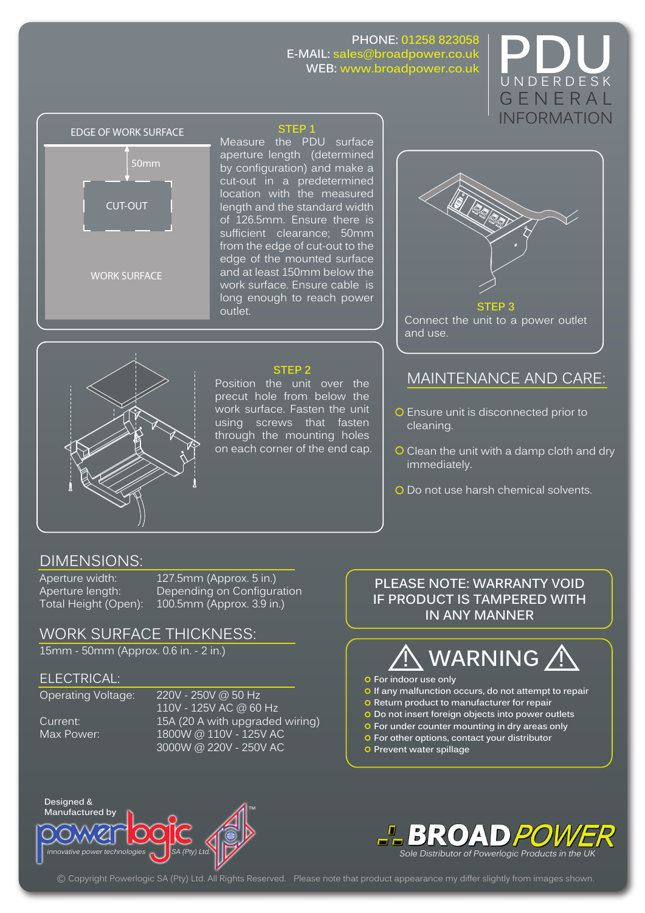PHONE: 01258 823058
E-MAIL: sales@broadpower.co.uk
WEB: www.broadpower.co.uk

# PDU UNDERDESK GENERAL INFORMATION

EDGE OF WORK SURFACE

50mm

CUT-OUT

WORK SURFACE

### STEP 1

Measure the PDU surface aperture length (determined by configuration) and make a cut-out in a predetermined location with the measured length and the standard width of 126.5mm. Ensure there is sufficient clearance; 50mm from the edge of cut-out to the edge of the mounted surface and at least 150mm below the work surface. Ensure cable is long enough to reach power outlet.

### STEP 2

Position the unit over the precut hole from below the work surface. Fasten the unit using screws that fasten through the mounting holes on each corner of the end cap.

### STEP 3

Connect the unit to a power outlet and use.

## MAINTENANCE AND CARE:

- Ensure unit is disconnected prior to cleaning.
- Clean the unit with a damp cloth and dry immediately.
- Do not use harsh chemical solvents.

## DIMENSIONS:

| | |
|---|---|
| Aperture width: | 127.5mm (Approx. 5 in.) |
| Aperture length: | Depending on Configuration |
| Total Height (Open): | 100.5mm (Approx. 3.9 in.) |

## WORK SURFACE THICKNESS:

15mm - 50mm (Approx. 0.6 in. - 2 in.)

## ELECTRICAL:

| | |
|---|---|
| Operating Voltage: | 220V - 250V @ 50 Hz<br>110V - 125V AC @ 60 Hz |
| Current: | 15A (20 A with upgraded wiring) |
| Max Power: | 1800W @ 110V - 125V AC<br>3000W @ 220V - 250V AC |

**PLEASE NOTE: WARRANTY VOID IF PRODUCT IS TAMPERED WITH IN ANY MANNER**

## ⚠ WARNING ⚠

- For indoor use only
- If any malfunction occurs, do not attempt to repair
- Return product to manufacturer for repair
- Do not insert foreign objects into power outlets
- For under counter mounting in dry areas only
- For other options, contact your distributor
- Prevent water spillage

Designed & Manufactured by powerlogic *innovative power technologies* SA (Pty) Ltd.

BROADPOWER *Sole Distributor of Powerlogic Products in the UK*

© Copyright Powerlogic SA (Pty) Ltd. All Rights Reserved. Please note that product appearance my differ slightly from images shown.